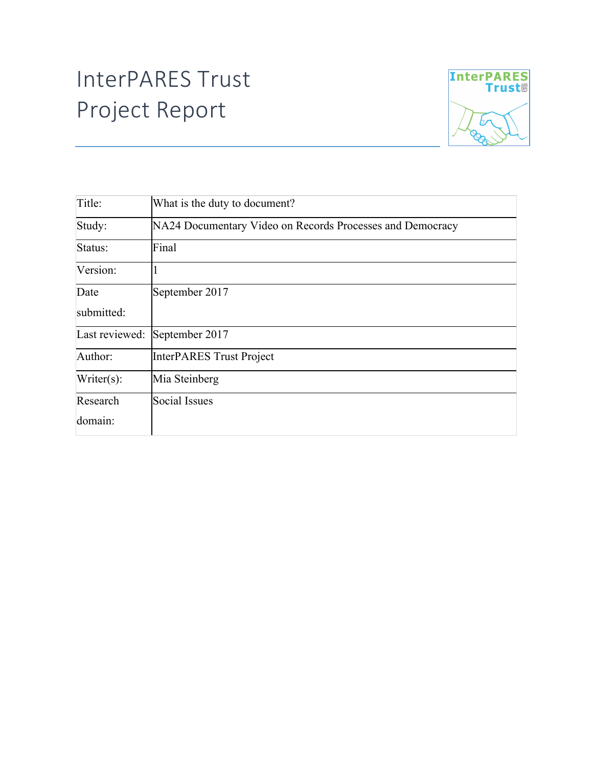# InterPARES Trust
# Project Report

| Title: | What is the duty to document? |
|---|---|
| Study: | NA24 Documentary Video on Records Processes and Democracy |
| Status: | Final |
| Version: | 1 |
| Date submitted: | September 2017 |
| Last reviewed: | September 2017 |
| Author: | InterPARES Trust Project |
| Writer(s): | Mia Steinberg |
| Research domain: | Social Issues |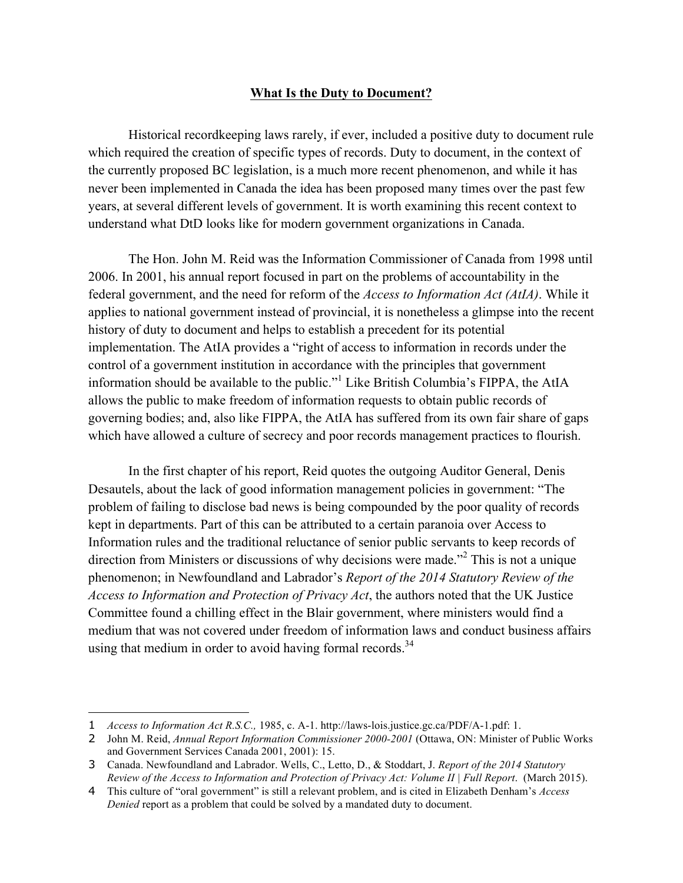## What Is the Duty to Document?

Historical recordkeeping laws rarely, if ever, included a positive duty to document rule which required the creation of specific types of records. Duty to document, in the context of the currently proposed BC legislation, is a much more recent phenomenon, and while it has never been implemented in Canada the idea has been proposed many times over the past few years, at several different levels of government. It is worth examining this recent context to understand what DtD looks like for modern government organizations in Canada.

The Hon. John M. Reid was the Information Commissioner of Canada from 1998 until 2006. In 2001, his annual report focused in part on the problems of accountability in the federal government, and the need for reform of the *Access to Information Act (AtIA)*. While it applies to national government instead of provincial, it is nonetheless a glimpse into the recent history of duty to document and helps to establish a precedent for its potential implementation. The AtIA provides a "right of access to information in records under the control of a government institution in accordance with the principles that government information should be available to the public."[1] Like British Columbia's FIPPA, the AtIA allows the public to make freedom of information requests to obtain public records of governing bodies; and, also like FIPPA, the AtIA has suffered from its own fair share of gaps which have allowed a culture of secrecy and poor records management practices to flourish.

In the first chapter of his report, Reid quotes the outgoing Auditor General, Denis Desautels, about the lack of good information management policies in government: "The problem of failing to disclose bad news is being compounded by the poor quality of records kept in departments. Part of this can be attributed to a certain paranoia over Access to Information rules and the traditional reluctance of senior public servants to keep records of direction from Ministers or discussions of why decisions were made."[2] This is not a unique phenomenon; in Newfoundland and Labrador's *Report of the 2014 Statutory Review of the Access to Information and Protection of Privacy Act*, the authors noted that the UK Justice Committee found a chilling effect in the Blair government, where ministers would find a medium that was not covered under freedom of information laws and conduct business affairs using that medium in order to avoid having formal records.[3][4]

---

1 *Access to Information Act R.S.C.,* 1985, c. A-1. http://laws-lois.justice.gc.ca/PDF/A-1.pdf: 1.

2 John M. Reid, *Annual Report Information Commissioner 2000-2001* (Ottawa, ON: Minister of Public Works and Government Services Canada 2001, 2001): 15.

3 Canada. Newfoundland and Labrador. Wells, C., Letto, D., & Stoddart, J. *Report of the 2014 Statutory Review of the Access to Information and Protection of Privacy Act: Volume II | Full Report*. (March 2015).

4 This culture of "oral government" is still a relevant problem, and is cited in Elizabeth Denham's *Access Denied* report as a problem that could be solved by a mandated duty to document.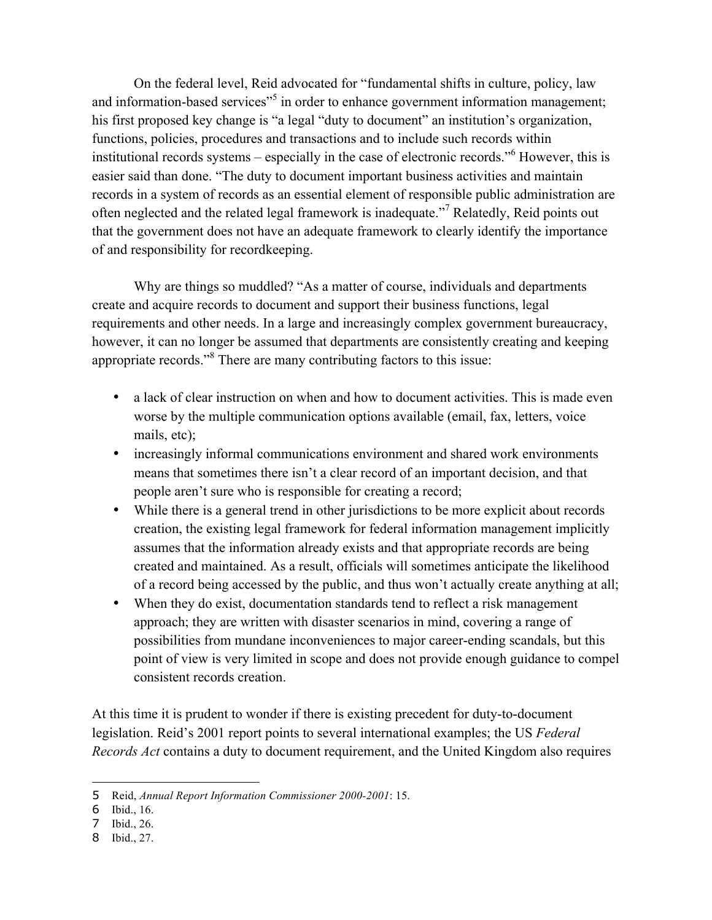On the federal level, Reid advocated for "fundamental shifts in culture, policy, law and information-based services"[5] in order to enhance government information management; his first proposed key change is "a legal "duty to document" an institution's organization, functions, policies, procedures and transactions and to include such records within institutional records systems – especially in the case of electronic records."[6] However, this is easier said than done. "The duty to document important business activities and maintain records in a system of records as an essential element of responsible public administration are often neglected and the related legal framework is inadequate."[7] Relatedly, Reid points out that the government does not have an adequate framework to clearly identify the importance of and responsibility for recordkeeping.

Why are things so muddled? "As a matter of course, individuals and departments create and acquire records to document and support their business functions, legal requirements and other needs. In a large and increasingly complex government bureaucracy, however, it can no longer be assumed that departments are consistently creating and keeping appropriate records."[8] There are many contributing factors to this issue:

- a lack of clear instruction on when and how to document activities. This is made even worse by the multiple communication options available (email, fax, letters, voice mails, etc);
- increasingly informal communications environment and shared work environments means that sometimes there isn't a clear record of an important decision, and that people aren't sure who is responsible for creating a record;
- While there is a general trend in other jurisdictions to be more explicit about records creation, the existing legal framework for federal information management implicitly assumes that the information already exists and that appropriate records are being created and maintained. As a result, officials will sometimes anticipate the likelihood of a record being accessed by the public, and thus won't actually create anything at all;
- When they do exist, documentation standards tend to reflect a risk management approach; they are written with disaster scenarios in mind, covering a range of possibilities from mundane inconveniences to major career-ending scandals, but this point of view is very limited in scope and does not provide enough guidance to compel consistent records creation.

At this time it is prudent to wonder if there is existing precedent for duty-to-document legislation. Reid's 2001 report points to several international examples; the US *Federal Records Act* contains a duty to document requirement, and the United Kingdom also requires

---

5 Reid, *Annual Report Information Commissioner 2000-2001*: 15.

6 Ibid., 16.

7 Ibid., 26.

8 Ibid., 27.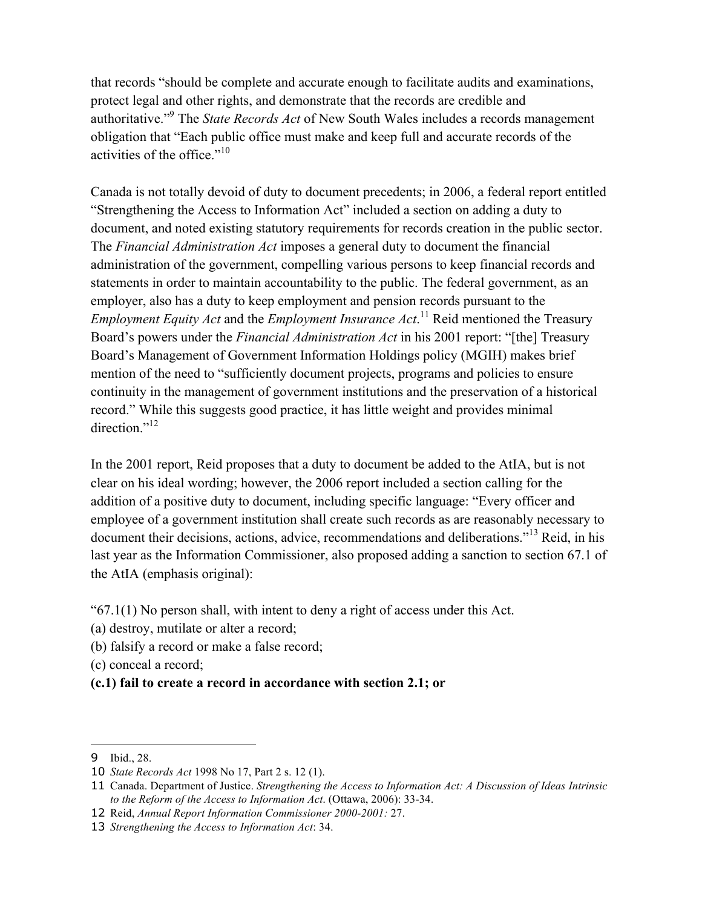that records "should be complete and accurate enough to facilitate audits and examinations, protect legal and other rights, and demonstrate that the records are credible and authoritative."[9] The *State Records Act* of New South Wales includes a records management obligation that "Each public office must make and keep full and accurate records of the activities of the office."[10]

Canada is not totally devoid of duty to document precedents; in 2006, a federal report entitled "Strengthening the Access to Information Act" included a section on adding a duty to document, and noted existing statutory requirements for records creation in the public sector. The *Financial Administration Act* imposes a general duty to document the financial administration of the government, compelling various persons to keep financial records and statements in order to maintain accountability to the public. The federal government, as an employer, also has a duty to keep employment and pension records pursuant to the *Employment Equity Act* and the *Employment Insurance Act*.[11] Reid mentioned the Treasury Board's powers under the *Financial Administration Act* in his 2001 report: "[the] Treasury Board's Management of Government Information Holdings policy (MGIH) makes brief mention of the need to "sufficiently document projects, programs and policies to ensure continuity in the management of government institutions and the preservation of a historical record." While this suggests good practice, it has little weight and provides minimal direction."[12]

In the 2001 report, Reid proposes that a duty to document be added to the AtIA, but is not clear on his ideal wording; however, the 2006 report included a section calling for the addition of a positive duty to document, including specific language: "Every officer and employee of a government institution shall create such records as are reasonably necessary to document their decisions, actions, advice, recommendations and deliberations."[13] Reid, in his last year as the Information Commissioner, also proposed adding a sanction to section 67.1 of the AtIA (emphasis original):

"67.1(1) No person shall, with intent to deny a right of access under this Act.

(a) destroy, mutilate or alter a record;

(b) falsify a record or make a false record;

(c) conceal a record;

**(c.1) fail to create a record in accordance with section 2.1; or**

---

9 Ibid., 28.

10 *State Records Act* 1998 No 17, Part 2 s. 12 (1).

11 Canada. Department of Justice. *Strengthening the Access to Information Act: A Discussion of Ideas Intrinsic to the Reform of the Access to Information Act*. (Ottawa, 2006): 33-34.

12 Reid, *Annual Report Information Commissioner 2000-2001:* 27.

13 *Strengthening the Access to Information Act*: 34.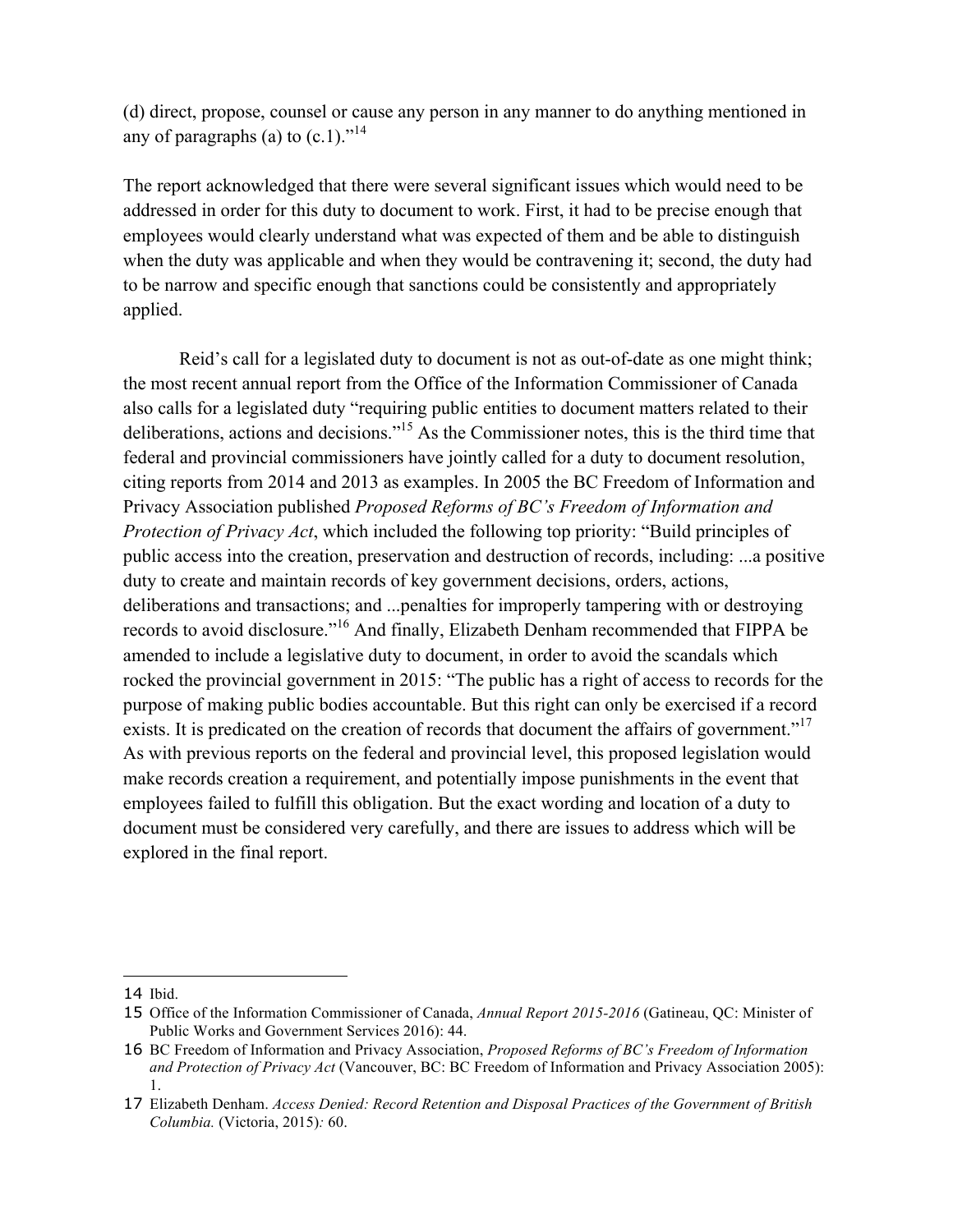(d) direct, propose, counsel or cause any person in any manner to do anything mentioned in any of paragraphs (a) to (c.1)."[14]

The report acknowledged that there were several significant issues which would need to be addressed in order for this duty to document to work. First, it had to be precise enough that employees would clearly understand what was expected of them and be able to distinguish when the duty was applicable and when they would be contravening it; second, the duty had to be narrow and specific enough that sanctions could be consistently and appropriately applied.

Reid's call for a legislated duty to document is not as out-of-date as one might think; the most recent annual report from the Office of the Information Commissioner of Canada also calls for a legislated duty "requiring public entities to document matters related to their deliberations, actions and decisions."[15] As the Commissioner notes, this is the third time that federal and provincial commissioners have jointly called for a duty to document resolution, citing reports from 2014 and 2013 as examples. In 2005 the BC Freedom of Information and Privacy Association published *Proposed Reforms of BC's Freedom of Information and Protection of Privacy Act*, which included the following top priority: "Build principles of public access into the creation, preservation and destruction of records, including: ...a positive duty to create and maintain records of key government decisions, orders, actions, deliberations and transactions; and ...penalties for improperly tampering with or destroying records to avoid disclosure."[16] And finally, Elizabeth Denham recommended that FIPPA be amended to include a legislative duty to document, in order to avoid the scandals which rocked the provincial government in 2015: "The public has a right of access to records for the purpose of making public bodies accountable. But this right can only be exercised if a record exists. It is predicated on the creation of records that document the affairs of government."[17] As with previous reports on the federal and provincial level, this proposed legislation would make records creation a requirement, and potentially impose punishments in the event that employees failed to fulfill this obligation. But the exact wording and location of a duty to document must be considered very carefully, and there are issues to address which will be explored in the final report.

---

14 Ibid.

15 Office of the Information Commissioner of Canada, *Annual Report 2015-2016* (Gatineau, QC: Minister of Public Works and Government Services 2016): 44.

16 BC Freedom of Information and Privacy Association, *Proposed Reforms of BC's Freedom of Information and Protection of Privacy Act* (Vancouver, BC: BC Freedom of Information and Privacy Association 2005): 1.

17 Elizabeth Denham. *Access Denied: Record Retention and Disposal Practices of the Government of British Columbia.* (Victoria, 2015)*:* 60.